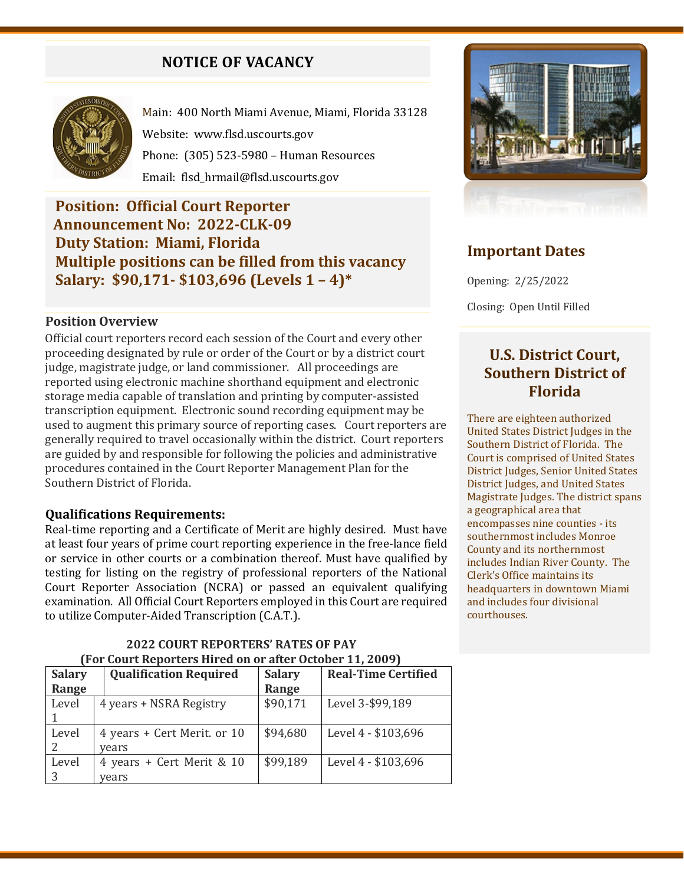# NOTICE OF VACANCY

Main: 400 North Miami Avenue, Miami, Florida 33128

Website: www.flsd.uscourts.gov

Phone: (305) 523-5980 – Human Resources

Email: flsd_hrmail@flsd.uscourts.gov

**Position: Official Court Reporter**
**Announcement No: 2022-CLK-09**
**Duty Station: Miami, Florida**
**Multiple positions can be filled from this vacancy**
**Salary: $90,171- $103,696 (Levels 1 – 4)***

### Position Overview

Official court reporters record each session of the Court and every other proceeding designated by rule or order of the Court or by a district court judge, magistrate judge, or land commissioner. All proceedings are reported using electronic machine shorthand equipment and electronic storage media capable of translation and printing by computer-assisted transcription equipment. Electronic sound recording equipment may be used to augment this primary source of reporting cases. Court reporters are generally required to travel occasionally within the district. Court reporters are guided by and responsible for following the policies and administrative procedures contained in the Court Reporter Management Plan for the Southern District of Florida.

### Qualifications Requirements:

Real-time reporting and a Certificate of Merit are highly desired. Must have at least four years of prime court reporting experience in the free-lance field or service in other courts or a combination thereof. Must have qualified by testing for listing on the registry of professional reporters of the National Court Reporter Association (NCRA) or passed an equivalent qualifying examination. All Official Court Reporters employed in this Court are required to utilize Computer-Aided Transcription (C.A.T.).

**2022 COURT REPORTERS' RATES OF PAY**
**(For Court Reporters Hired on or after October 11, 2009)**

| Salary Range | Qualification Required | Salary Range | Real-Time Certified |
|---|---|---|---|
| Level 1 | 4 years + NSRA Registry | $90,171 | Level 3-$99,189 |
| Level 2 | 4 years + Cert Merit. or 10 years | $94,680 | Level 4 - $103,696 |
| Level 3 | 4 years + Cert Merit & 10 years | $99,189 | Level 4 - $103,696 |

## Important Dates

Opening: 2/25/2022

Closing: Open Until Filled

## U.S. District Court, Southern District of Florida

There are eighteen authorized United States District Judges in the Southern District of Florida. The Court is comprised of United States District Judges, Senior United States District Judges, and United States Magistrate Judges. The district spans a geographical area that encompasses nine counties - its southernmost includes Monroe County and its northernmost includes Indian River County. The Clerk's Office maintains its headquarters in downtown Miami and includes four divisional courthouses.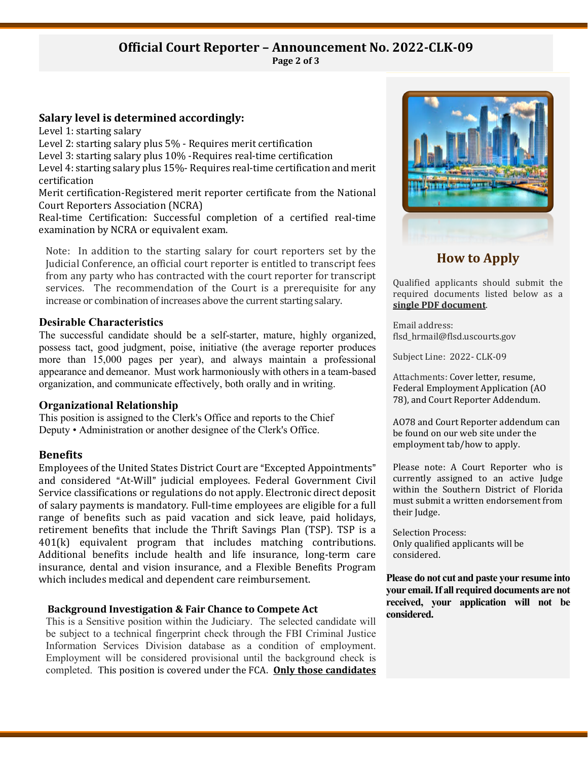# Official Court Reporter – Announcement No. 2022-CLK-09

## Salary level is determined accordingly:

Level 1: starting salary
Level 2: starting salary plus 5% - Requires merit certification
Level 3: starting salary plus 10% -Requires real-time certification
Level 4: starting salary plus 15%- Requires real-time certification and merit certification
Merit certification-Registered merit reporter certificate from the National Court Reporters Association (NCRA)
Real-time Certification: Successful completion of a certified real-time examination by NCRA or equivalent exam.

Note: In addition to the starting salary for court reporters set by the Judicial Conference, an official court reporter is entitled to transcript fees from any party who has contracted with the court reporter for transcript services. The recommendation of the Court is a prerequisite for any increase or combination of increases above the current starting salary.

### Desirable Characteristics

The successful candidate should be a self-starter, mature, highly organized, possess tact, good judgment, poise, initiative (the average reporter produces more than 15,000 pages per year), and always maintain a professional appearance and demeanor. Must work harmoniously with others in a team-based organization, and communicate effectively, both orally and in writing.

### Organizational Relationship

This position is assigned to the Clerk's Office and reports to the Chief Deputy • Administration or another designee of the Clerk's Office.

### Benefits

Employees of the United States District Court are "Excepted Appointments" and considered "At-Will" judicial employees. Federal Government Civil Service classifications or regulations do not apply. Electronic direct deposit of salary payments is mandatory. Full-time employees are eligible for a full range of benefits such as paid vacation and sick leave, paid holidays, retirement benefits that include the Thrift Savings Plan (TSP). TSP is a 401(k) equivalent program that includes matching contributions. Additional benefits include health and life insurance, long-term care insurance, dental and vision insurance, and a Flexible Benefits Program which includes medical and dependent care reimbursement.

### Background Investigation & Fair Chance to Compete Act

This is a Sensitive position within the Judiciary. The selected candidate will be subject to a technical fingerprint check through the FBI Criminal Justice Information Services Division database as a condition of employment. Employment will be considered provisional until the background check is completed. This position is covered under the FCA. **Only those candidates**

## How to Apply

Qualified applicants should submit the required documents listed below as a **single PDF document**.

Email address:
flsd_hrmail@flsd.uscourts.gov

Subject Line: 2022- CLK-09

Attachments: Cover letter, resume, Federal Employment Application (AO 78), and Court Reporter Addendum.

AO78 and Court Reporter addendum can be found on our web site under the employment tab/how to apply.

Please note: A Court Reporter who is currently assigned to an active Judge within the Southern District of Florida must submit a written endorsement from their Judge.

Selection Process:
Only qualified applicants will be considered.

**Please do not cut and paste your resume into your email. If all required documents are not received, your application will not be considered.**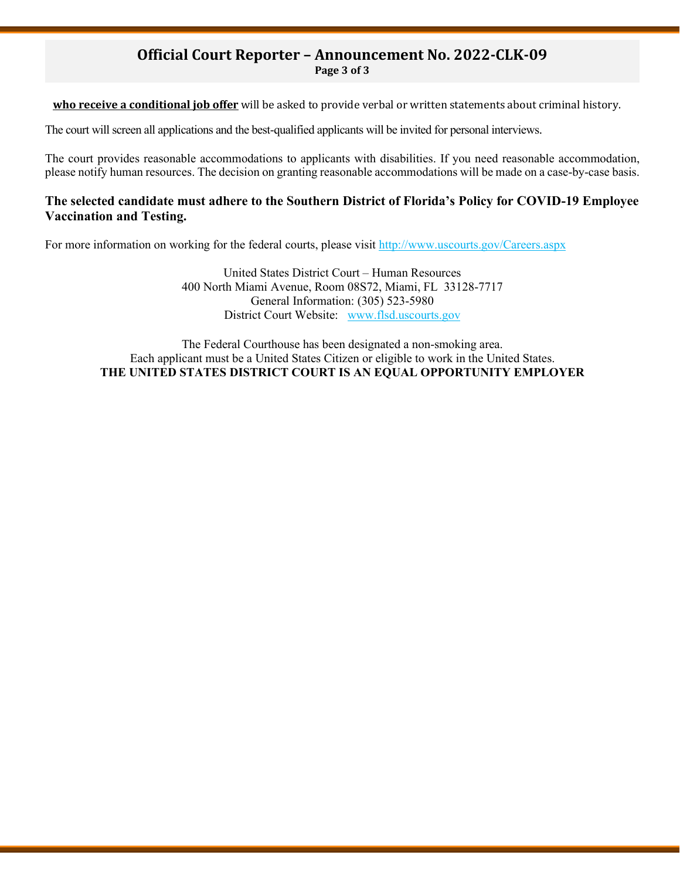**who receive a conditional job offer** will be asked to provide verbal or written statements about criminal history.

The court will screen all applications and the best-qualified applicants will be invited for personal interviews.

The court provides reasonable accommodations to applicants with disabilities. If you need reasonable accommodation, please notify human resources. The decision on granting reasonable accommodations will be made on a case-by-case basis.

**The selected candidate must adhere to the Southern District of Florida's Policy for COVID-19 Employee Vaccination and Testing.**

For more information on working for the federal courts, please visit http://www.uscourts.gov/Careers.aspx

United States District Court – Human Resources
400 North Miami Avenue, Room 08S72, Miami, FL 33128-7717
General Information: (305) 523-5980
District Court Website: www.flsd.uscourts.gov

The Federal Courthouse has been designated a non-smoking area.
Each applicant must be a United States Citizen or eligible to work in the United States.
**THE UNITED STATES DISTRICT COURT IS AN EQUAL OPPORTUNITY EMPLOYER**